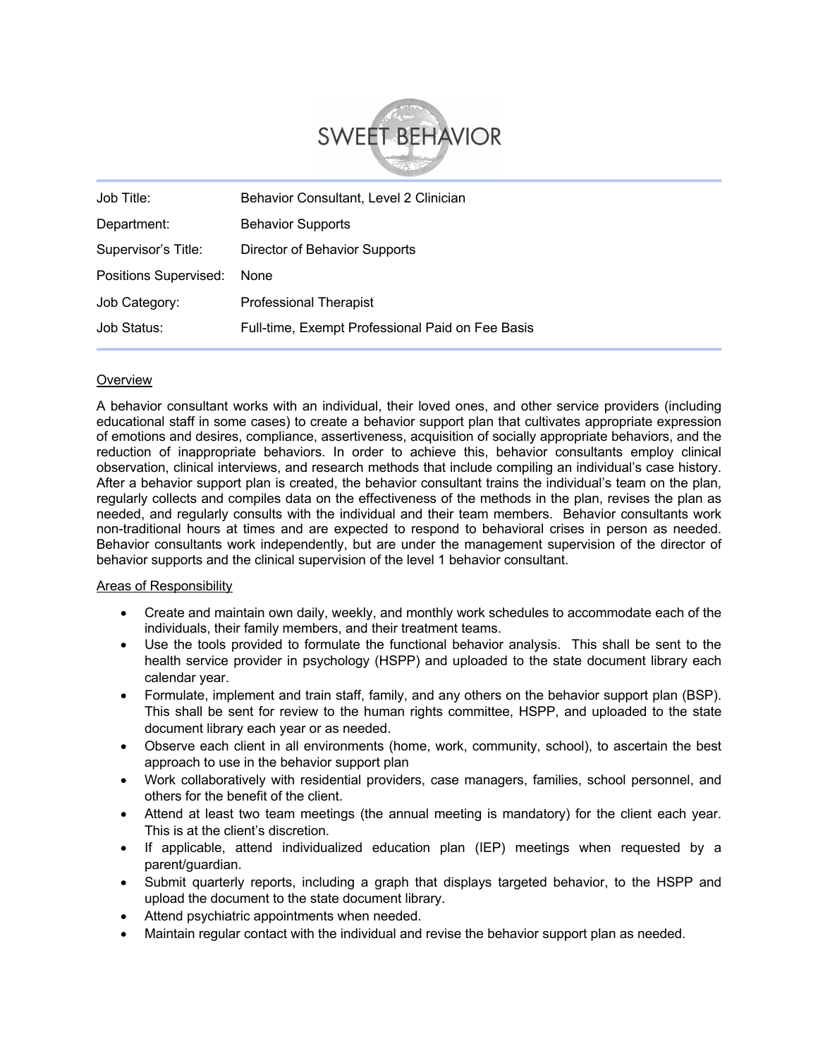# SWEET BEHAVIOR

| Job Title: | Behavior Consultant, Level 2 Clinician |
|---|---|
| Department: | Behavior Supports |
| Supervisor's Title: | Director of Behavior Supports |
| Positions Supervised: | None |
| Job Category: | Professional Therapist |
| Job Status: | Full-time, Exempt Professional Paid on Fee Basis |

## Overview

A behavior consultant works with an individual, their loved ones, and other service providers (including educational staff in some cases) to create a behavior support plan that cultivates appropriate expression of emotions and desires, compliance, assertiveness, acquisition of socially appropriate behaviors, and the reduction of inappropriate behaviors. In order to achieve this, behavior consultants employ clinical observation, clinical interviews, and research methods that include compiling an individual's case history. After a behavior support plan is created, the behavior consultant trains the individual's team on the plan, regularly collects and compiles data on the effectiveness of the methods in the plan, revises the plan as needed, and regularly consults with the individual and their team members. Behavior consultants work non-traditional hours at times and are expected to respond to behavioral crises in person as needed. Behavior consultants work independently, but are under the management supervision of the director of behavior supports and the clinical supervision of the level 1 behavior consultant.

## Areas of Responsibility

- Create and maintain own daily, weekly, and monthly work schedules to accommodate each of the individuals, their family members, and their treatment teams.
- Use the tools provided to formulate the functional behavior analysis. This shall be sent to the health service provider in psychology (HSPP) and uploaded to the state document library each calendar year.
- Formulate, implement and train staff, family, and any others on the behavior support plan (BSP). This shall be sent for review to the human rights committee, HSPP, and uploaded to the state document library each year or as needed.
- Observe each client in all environments (home, work, community, school), to ascertain the best approach to use in the behavior support plan
- Work collaboratively with residential providers, case managers, families, school personnel, and others for the benefit of the client.
- Attend at least two team meetings (the annual meeting is mandatory) for the client each year. This is at the client's discretion.
- If applicable, attend individualized education plan (IEP) meetings when requested by a parent/guardian.
- Submit quarterly reports, including a graph that displays targeted behavior, to the HSPP and upload the document to the state document library.
- Attend psychiatric appointments when needed.
- Maintain regular contact with the individual and revise the behavior support plan as needed.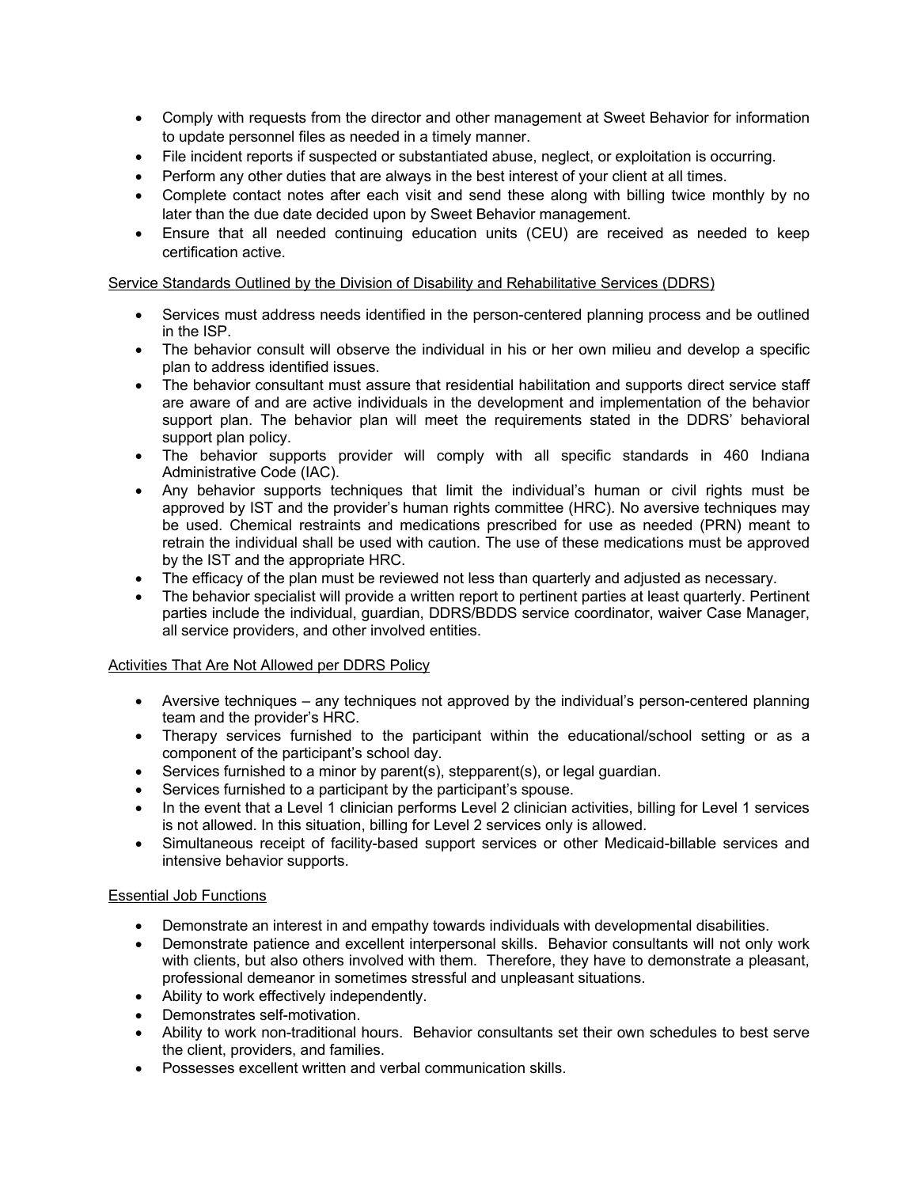- Comply with requests from the director and other management at Sweet Behavior for information to update personnel files as needed in a timely manner.
- File incident reports if suspected or substantiated abuse, neglect, or exploitation is occurring.
- Perform any other duties that are always in the best interest of your client at all times.
- Complete contact notes after each visit and send these along with billing twice monthly by no later than the due date decided upon by Sweet Behavior management.
- Ensure that all needed continuing education units (CEU) are received as needed to keep certification active.

<u>Service Standards Outlined by the Division of Disability and Rehabilitative Services (DDRS)</u>

- Services must address needs identified in the person-centered planning process and be outlined in the ISP.
- The behavior consult will observe the individual in his or her own milieu and develop a specific plan to address identified issues.
- The behavior consultant must assure that residential habilitation and supports direct service staff are aware of and are active individuals in the development and implementation of the behavior support plan. The behavior plan will meet the requirements stated in the DDRS' behavioral support plan policy.
- The behavior supports provider will comply with all specific standards in 460 Indiana Administrative Code (IAC).
- Any behavior supports techniques that limit the individual's human or civil rights must be approved by IST and the provider's human rights committee (HRC). No aversive techniques may be used. Chemical restraints and medications prescribed for use as needed (PRN) meant to retrain the individual shall be used with caution. The use of these medications must be approved by the IST and the appropriate HRC.
- The efficacy of the plan must be reviewed not less than quarterly and adjusted as necessary.
- The behavior specialist will provide a written report to pertinent parties at least quarterly. Pertinent parties include the individual, guardian, DDRS/BDDS service coordinator, waiver Case Manager, all service providers, and other involved entities.

<u>Activities That Are Not Allowed per DDRS Policy</u>

- Aversive techniques – any techniques not approved by the individual's person-centered planning team and the provider's HRC.
- Therapy services furnished to the participant within the educational/school setting or as a component of the participant's school day.
- Services furnished to a minor by parent(s), stepparent(s), or legal guardian.
- Services furnished to a participant by the participant's spouse.
- In the event that a Level 1 clinician performs Level 2 clinician activities, billing for Level 1 services is not allowed. In this situation, billing for Level 2 services only is allowed.
- Simultaneous receipt of facility-based support services or other Medicaid-billable services and intensive behavior supports.

<u>Essential Job Functions</u>

- Demonstrate an interest in and empathy towards individuals with developmental disabilities.
- Demonstrate patience and excellent interpersonal skills. Behavior consultants will not only work with clients, but also others involved with them. Therefore, they have to demonstrate a pleasant, professional demeanor in sometimes stressful and unpleasant situations.
- Ability to work effectively independently.
- Demonstrates self-motivation.
- Ability to work non-traditional hours. Behavior consultants set their own schedules to best serve the client, providers, and families.
- Possesses excellent written and verbal communication skills.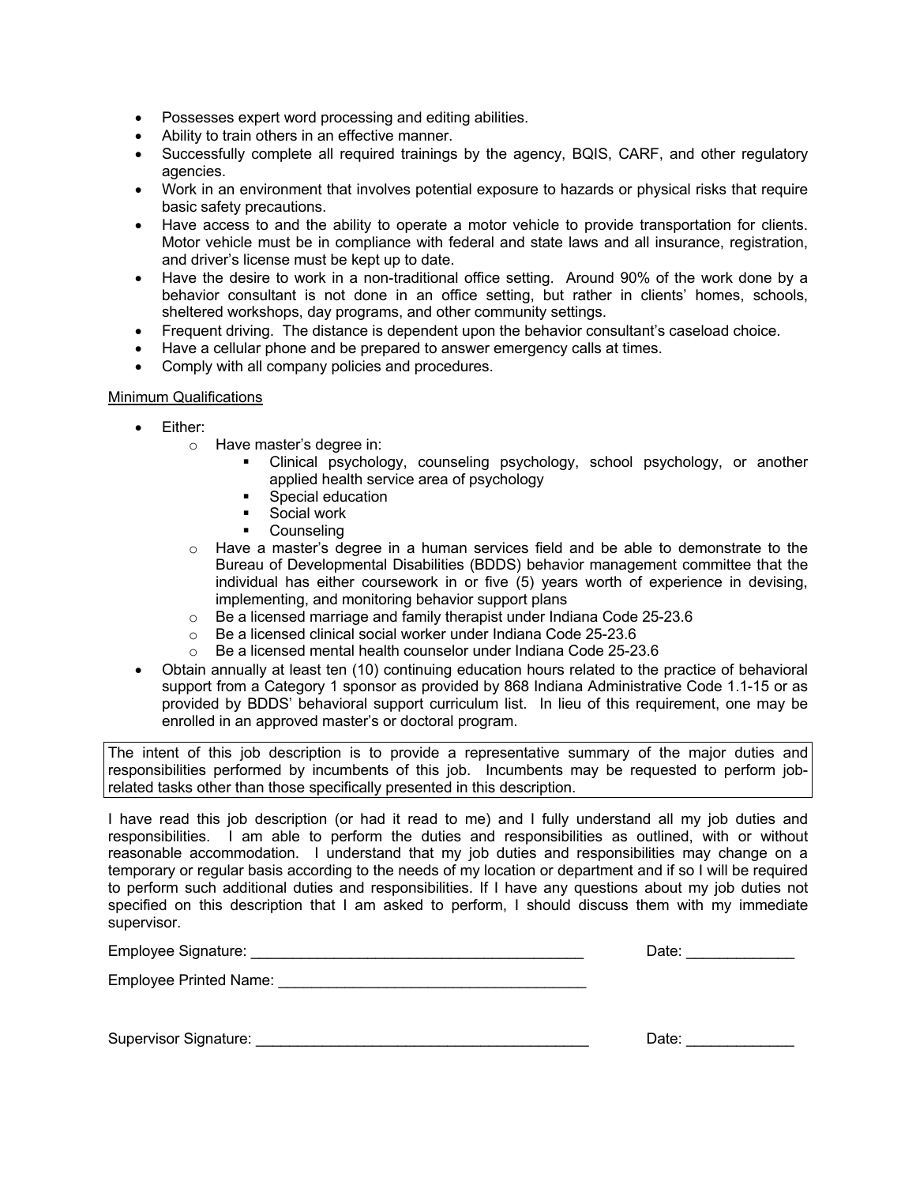- Possesses expert word processing and editing abilities.
- Ability to train others in an effective manner.
- Successfully complete all required trainings by the agency, BQIS, CARF, and other regulatory agencies.
- Work in an environment that involves potential exposure to hazards or physical risks that require basic safety precautions.
- Have access to and the ability to operate a motor vehicle to provide transportation for clients. Motor vehicle must be in compliance with federal and state laws and all insurance, registration, and driver's license must be kept up to date.
- Have the desire to work in a non-traditional office setting. Around 90% of the work done by a behavior consultant is not done in an office setting, but rather in clients' homes, schools, sheltered workshops, day programs, and other community settings.
- Frequent driving. The distance is dependent upon the behavior consultant's caseload choice.
- Have a cellular phone and be prepared to answer emergency calls at times.
- Comply with all company policies and procedures.

<u>Minimum Qualifications</u>

- Either:
  - Have master's degree in:
    - Clinical psychology, counseling psychology, school psychology, or another applied health service area of psychology
    - Special education
    - Social work
    - Counseling
  - Have a master's degree in a human services field and be able to demonstrate to the Bureau of Developmental Disabilities (BDDS) behavior management committee that the individual has either coursework in or five (5) years worth of experience in devising, implementing, and monitoring behavior support plans
  - Be a licensed marriage and family therapist under Indiana Code 25-23.6
  - Be a licensed clinical social worker under Indiana Code 25-23.6
  - Be a licensed mental health counselor under Indiana Code 25-23.6
- Obtain annually at least ten (10) continuing education hours related to the practice of behavioral support from a Category 1 sponsor as provided by 868 Indiana Administrative Code 1.1-15 or as provided by BDDS' behavioral support curriculum list. In lieu of this requirement, one may be enrolled in an approved master's or doctoral program.

The intent of this job description is to provide a representative summary of the major duties and responsibilities performed by incumbents of this job. Incumbents may be requested to perform job-related tasks other than those specifically presented in this description.

I have read this job description (or had it read to me) and I fully understand all my job duties and responsibilities. I am able to perform the duties and responsibilities as outlined, with or without reasonable accommodation. I understand that my job duties and responsibilities may change on a temporary or regular basis according to the needs of my location or department and if so I will be required to perform such additional duties and responsibilities. If I have any questions about my job duties not specified on this description that I am asked to perform, I should discuss them with my immediate supervisor.

Employee Signature: _________________________________________ Date: _____________

Employee Printed Name: ______________________________________

Supervisor Signature: _________________________________________ Date: _____________